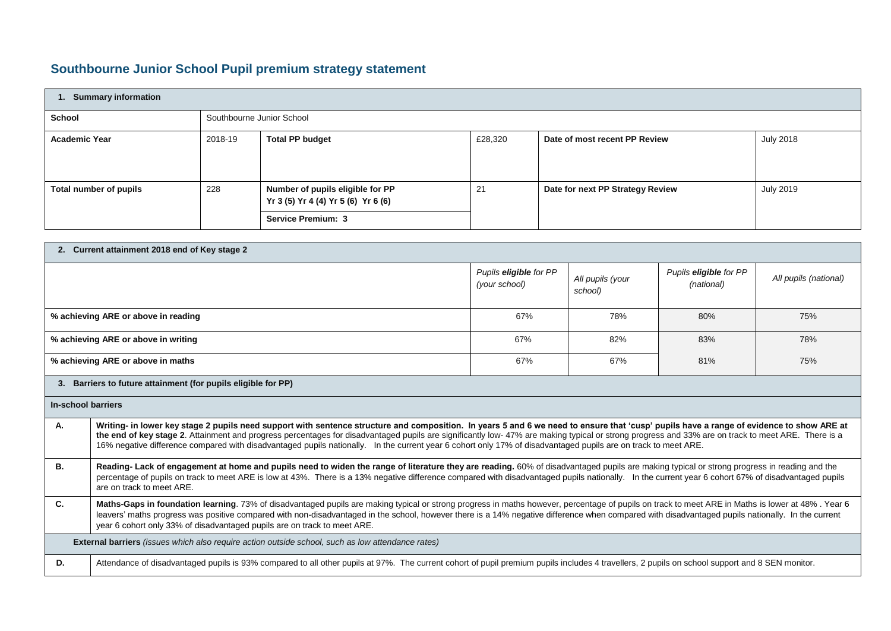# Southbourne Junior School Pupil premium strategy statement

| 1. Summary information | | | | | |
|---|---|---|---|---|---|
| **School** | Southbourne Junior School | | | | |
| **Academic Year** | 2018-19 | **Total PP budget** | £28,320 | **Date of most recent PP Review** | July 2018 |
| **Total number of pupils** | 228 | **Number of pupils eligible for PP Yr 3 (5) Yr 4 (4) Yr 5 (6) Yr 6 (6)** **Service Premium: 3** | 21 | **Date for next PP Strategy Review** | July 2019 |

| 2. Current attainment 2018 end of Key stage 2 | | | | |
|---|---|---|---|---|
| | *Pupils **eligible** for PP (your school)* | *All pupils (your school)* | *Pupils **eligible** for PP (national)* | *All pupils (national)* |
| **% achieving ARE or above in reading** | 67% | 78% | 80% | 75% |
| **% achieving ARE or above in writing** | 67% | 82% | 83% | 78% |
| **% achieving ARE or above in maths** | 67% | 67% | 81% | 75% |

| 3. Barriers to future attainment (for pupils eligible for PP) | |
|---|---|
| **In-school barriers** | |
| **A.** | **Writing- in lower key stage 2 pupils need support with sentence structure and composition. In years 5 and 6 we need to ensure that 'cusp' pupils have a range of evidence to show ARE at the end of key stage 2**. Attainment and progress percentages for disadvantaged pupils are significantly low- 47% are making typical or strong progress and 33% are on track to meet ARE. There is a 16% negative difference compared with disadvantaged pupils nationally. In the current year 6 cohort only 17% of disadvantaged pupils are on track to meet ARE. |
| **B.** | **Reading- Lack of engagement at home and pupils need to widen the range of literature they are reading.** 60% of disadvantaged pupils are making typical or strong progress in reading and the percentage of pupils on track to meet ARE is low at 43%. There is a 13% negative difference compared with disadvantaged pupils nationally. In the current year 6 cohort 67% of disadvantaged pupils are on track to meet ARE. |
| **C.** | **Maths-Gaps in foundation learning**. 73% of disadvantaged pupils are making typical or strong progress in maths however, percentage of pupils on track to meet ARE in Maths is lower at 48% . Year 6 leavers' maths progress was positive compared with non-disadvantaged in the school, however there is a 14% negative difference when compared with disadvantaged pupils nationally. In the current year 6 cohort only 33% of disadvantaged pupils are on track to meet ARE. |
| **External barriers** *(issues which also require action outside school, such as low attendance rates)* | |
| **D.** | Attendance of disadvantaged pupils is 93% compared to all other pupils at 97%. The current cohort of pupil premium pupils includes 4 travellers, 2 pupils on school support and 8 SEN monitor. |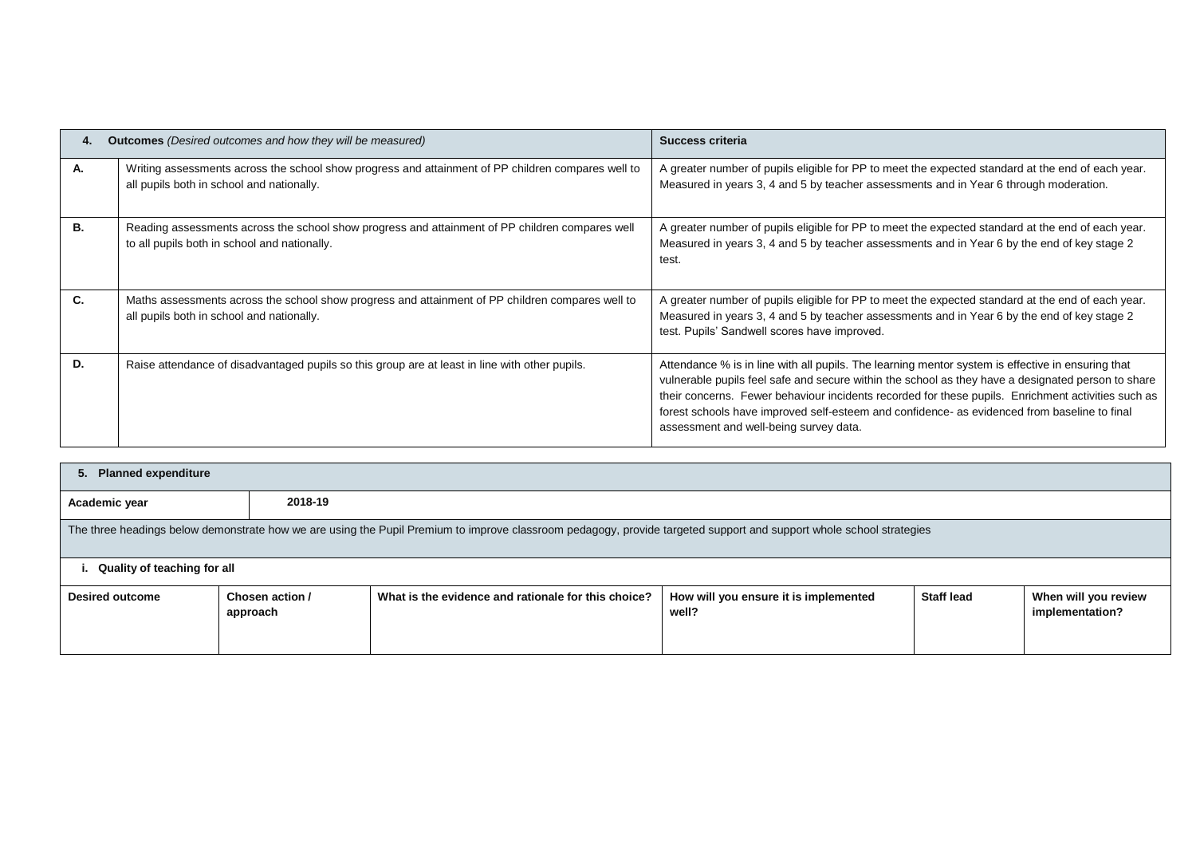| 4. | **Outcomes** *(Desired outcomes and how they will be measured)* | **Success criteria** |
|---|---|---|
| **A.** | Writing assessments across the school show progress and attainment of PP children compares well to all pupils both in school and nationally. | A greater number of pupils eligible for PP to meet the expected standard at the end of each year. Measured in years 3, 4 and 5 by teacher assessments and in Year 6 through moderation. |
| **B.** | Reading assessments across the school show progress and attainment of PP children compares well to all pupils both in school and nationally. | A greater number of pupils eligible for PP to meet the expected standard at the end of each year. Measured in years 3, 4 and 5 by teacher assessments and in Year 6 by the end of key stage 2 test. |
| **C.** | Maths assessments across the school show progress and attainment of PP children compares well to all pupils both in school and nationally. | A greater number of pupils eligible for PP to meet the expected standard at the end of each year. Measured in years 3, 4 and 5 by teacher assessments and in Year 6 by the end of key stage 2 test. Pupils' Sandwell scores have improved. |
| **D.** | Raise attendance of disadvantaged pupils so this group are at least in line with other pupils. | Attendance % is in line with all pupils. The learning mentor system is effective in ensuring that vulnerable pupils feel safe and secure within the school as they have a designated person to share their concerns. Fewer behaviour incidents recorded for these pupils. Enrichment activities such as forest schools have improved self-esteem and confidence- as evidenced from baseline to final assessment and well-being survey data. |

| **5. Planned expenditure** | | | | | |
|---|---|---|---|---|---|
| **Academic year** | **2018-19** | | | | |
| The three headings below demonstrate how we are using the Pupil Premium to improve classroom pedagogy, provide targeted support and support whole school strategies | | | | | |
| **i. Quality of teaching for all** | | | | | |
| **Desired outcome** | **Chosen action / approach** | **What is the evidence and rationale for this choice?** | **How will you ensure it is implemented well?** | **Staff lead** | **When will you review implementation?** |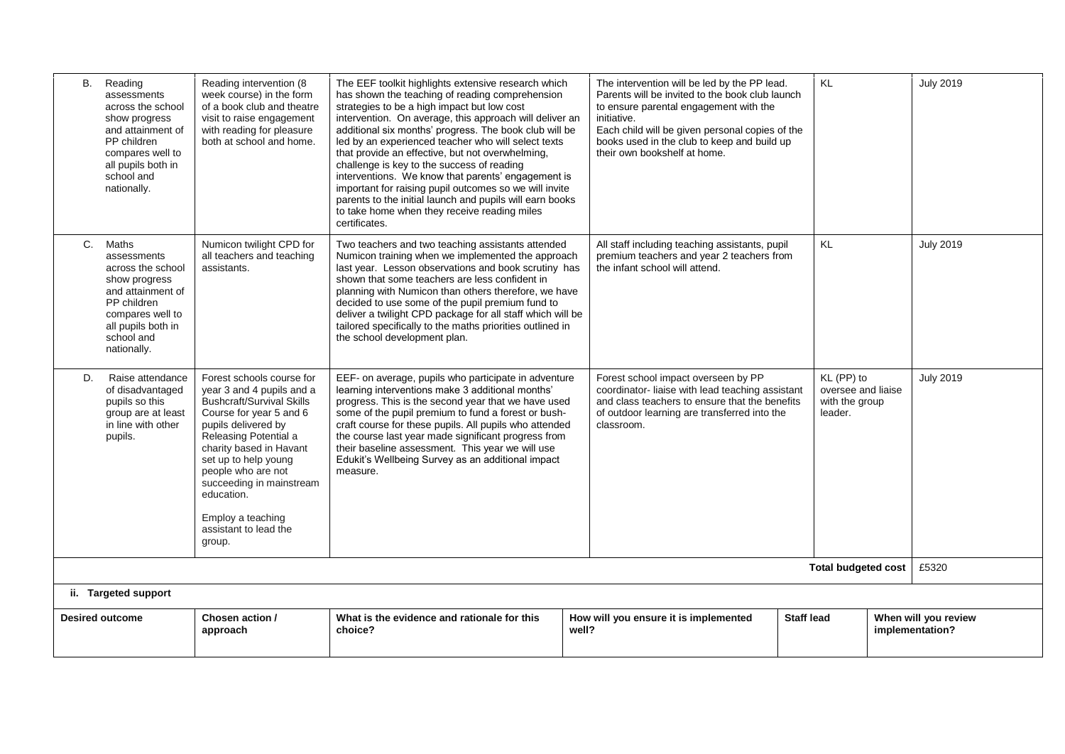| | | | | | |
|---|---|---|---|---|---|
| B. Reading assessments across the school show progress and attainment of PP children compares well to all pupils both in school and nationally. | Reading intervention (8 week course) in the form of a book club and theatre visit to raise engagement with reading for pleasure both at school and home. | The EEF toolkit highlights extensive research which has shown the teaching of reading comprehension strategies to be a high impact but low cost intervention. On average, this approach will deliver an additional six months' progress. The book club will be led by an experienced teacher who will select texts that provide an effective, but not overwhelming, challenge is key to the success of reading interventions. We know that parents' engagement is important for raising pupil outcomes so we will invite parents to the initial launch and pupils will earn books to take home when they receive reading miles certificates. | The intervention will be led by the PP lead. Parents will be invited to the book club launch to ensure parental engagement with the initiative. Each child will be given personal copies of the books used in the club to keep and build up their own bookshelf at home. | KL | July 2019 |
| C. Maths assessments across the school show progress and attainment of PP children compares well to all pupils both in school and nationally. | Numicon twilight CPD for all teachers and teaching assistants. | Two teachers and two teaching assistants attended Numicon training when we implemented the approach last year. Lesson observations and book scrutiny has shown that some teachers are less confident in planning with Numicon than others therefore, we have decided to use some of the pupil premium fund to deliver a twilight CPD package for all staff which will be tailored specifically to the maths priorities outlined in the school development plan. | All staff including teaching assistants, pupil premium teachers and year 2 teachers from the infant school will attend. | KL | July 2019 |
| D. Raise attendance of disadvantaged pupils so this group are at least in line with other pupils. | Forest schools course for year 3 and 4 pupils and a Bushcraft/Survival Skills Course for year 5 and 6 pupils delivered by Releasing Potential a charity based in Havant set up to help young people who are not succeeding in mainstream education.<br><br>Employ a teaching assistant to lead the group. | EEF- on average, pupils who participate in adventure learning interventions make 3 additional months' progress. This is the second year that we have used some of the pupil premium to fund a forest or bush-craft course for these pupils. All pupils who attended the course last year made significant progress from their baseline assessment. This year we will use Edukit's Wellbeing Survey as an additional impact measure. | Forest school impact overseen by PP coordinator- liaise with lead teaching assistant and class teachers to ensure that the benefits of outdoor learning are transferred into the classroom. | KL (PP) to oversee and liaise with the group leader. | July 2019 |
| | | | | **Total budgeted cost** | £5320 |

**ii. Targeted support**

| Desired outcome | Chosen action / approach | What is the evidence and rationale for this choice? | How will you ensure it is implemented well? | Staff lead | When will you review implementation? |
|---|---|---|---|---|---|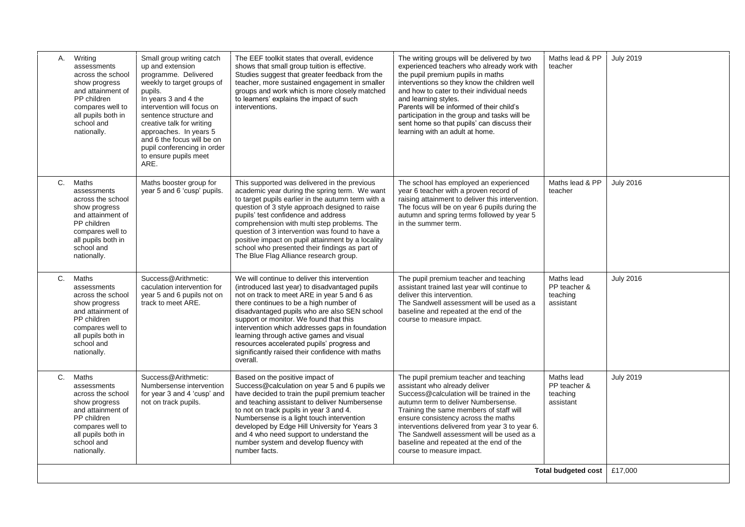| | | | | | |
|---|---|---|---|---|---|
| A. Writing assessments across the school show progress and attainment of PP children compares well to all pupils both in school and nationally. | Small group writing catch up and extension programme. Delivered weekly to target groups of pupils. In years 3 and 4 the intervention will focus on sentence structure and creative talk for writing approaches. In years 5 and 6 the focus will be on pupil conferencing in order to ensure pupils meet ARE. | The EEF toolkit states that overall, evidence shows that small group tuition is effective. Studies suggest that greater feedback from the teacher, more sustained engagement in smaller groups and work which is more closely matched to learners' explains the impact of such interventions. | The writing groups will be delivered by two experienced teachers who already work with the pupil premium pupils in maths interventions so they know the children well and how to cater to their individual needs and learning styles. Parents will be informed of their child's participation in the group and tasks will be sent home so that pupils' can discuss their learning with an adult at home. | Maths lead & PP teacher | July 2019 |
| C. Maths assessments across the school show progress and attainment of PP children compares well to all pupils both in school and nationally. | Maths booster group for year 5 and 6 'cusp' pupils. | This supported was delivered in the previous academic year during the spring term. We want to target pupils earlier in the autumn term with a question of 3 style approach designed to raise pupils' test confidence and address comprehension with multi step problems. The question of 3 intervention was found to have a positive impact on pupil attainment by a locality school who presented their findings as part of The Blue Flag Alliance research group. | The school has employed an experienced year 6 teacher with a proven record of raising attainment to deliver this intervention. The focus will be on year 6 pupils during the autumn and spring terms followed by year 5 in the summer term. | Maths lead & PP teacher | July 2016 |
| C. Maths assessments across the school show progress and attainment of PP children compares well to all pupils both in school and nationally. | Success@Arithmetic: caculation intervention for year 5 and 6 pupils not on track to meet ARE. | We will continue to deliver this intervention (introduced last year) to disadvantaged pupils not on track to meet ARE in year 5 and 6 as there continues to be a high number of disadvantaged pupils who are also SEN school support or monitor. We found that this intervention which addresses gaps in foundation learning through active games and visual resources accelerated pupils' progress and significantly raised their confidence with maths overall. | The pupil premium teacher and teaching assistant trained last year will continue to deliver this intervention. The Sandwell assessment will be used as a baseline and repeated at the end of the course to measure impact. | Maths lead PP teacher & teaching assistant | July 2016 |
| C. Maths assessments across the school show progress and attainment of PP children compares well to all pupils both in school and nationally. | Success@Arithmetic: Numbersense intervention for year 3 and 4 'cusp' and not on track pupils. | Based on the positive impact of Success@calculation on year 5 and 6 pupils we have decided to train the pupil premium teacher and teaching assistant to deliver Numbersense to not on track pupils in year 3 and 4. Numbersense is a light touch intervention developed by Edge Hill University for Years 3 and 4 who need support to understand the number system and develop fluency with number facts. | The pupil premium teacher and teaching assistant who already deliver Success@calculation will be trained in the autumn term to deliver Numbersense. Training the same members of staff will ensure consistency across the maths interventions delivered from year 3 to year 6. The Sandwell assessment will be used as a baseline and repeated at the end of the course to measure impact. | Maths lead PP teacher & teaching assistant | July 2019 |
| | | | | **Total budgeted cost** | £17,000 |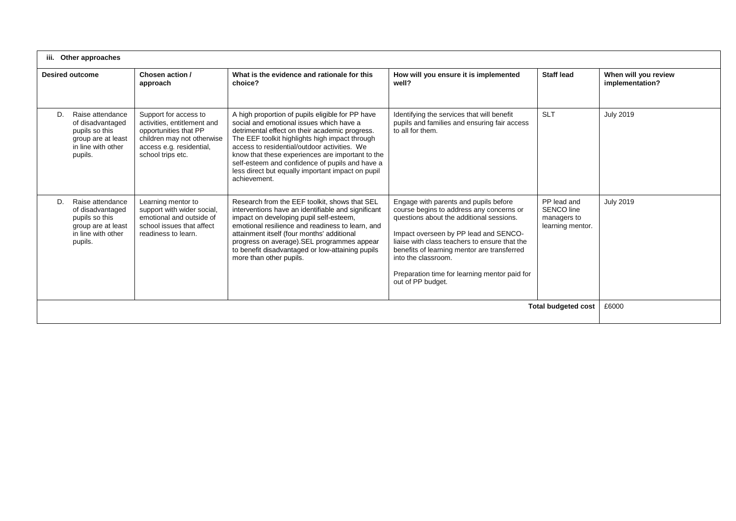| iii. Other approaches | | | | | |
|---|---|---|---|---|---|
| **Desired outcome** | **Chosen action / approach** | **What is the evidence and rationale for this choice?** | **How will you ensure it is implemented well?** | **Staff lead** | **When will you review implementation?** |
| D. Raise attendance of disadvantaged pupils so this group are at least in line with other pupils. | Support for access to activities, entitlement and opportunities that PP children may not otherwise access e.g. residential, school trips etc. | A high proportion of pupils eligible for PP have social and emotional issues which have a detrimental effect on their academic progress. The EEF toolkit highlights high impact through access to residential/outdoor activities. We know that these experiences are important to the self-esteem and confidence of pupils and have a less direct but equally important impact on pupil achievement. | Identifying the services that will benefit pupils and families and ensuring fair access to all for them. | SLT | July 2019 |
| D. Raise attendance of disadvantaged pupils so this group are at least in line with other pupils. | Learning mentor to support with wider social, emotional and outside of school issues that affect readiness to learn. | Research from the EEF toolkit, shows that SEL interventions have an identifiable and significant impact on developing pupil self-esteem, emotional resilience and readiness to learn, and attainment itself (four months' additional progress on average).SEL programmes appear to benefit disadvantaged or low-attaining pupils more than other pupils. | Engage with parents and pupils before course begins to address any concerns or questions about the additional sessions.<br><br>Impact overseen by PP lead and SENCO- liaise with class teachers to ensure that the benefits of learning mentor are transferred into the classroom.<br><br>Preparation time for learning mentor paid for out of PP budget. | PP lead and SENCO line managers to learning mentor. | July 2019 |
| | | | | **Total budgeted cost** | £6000 |